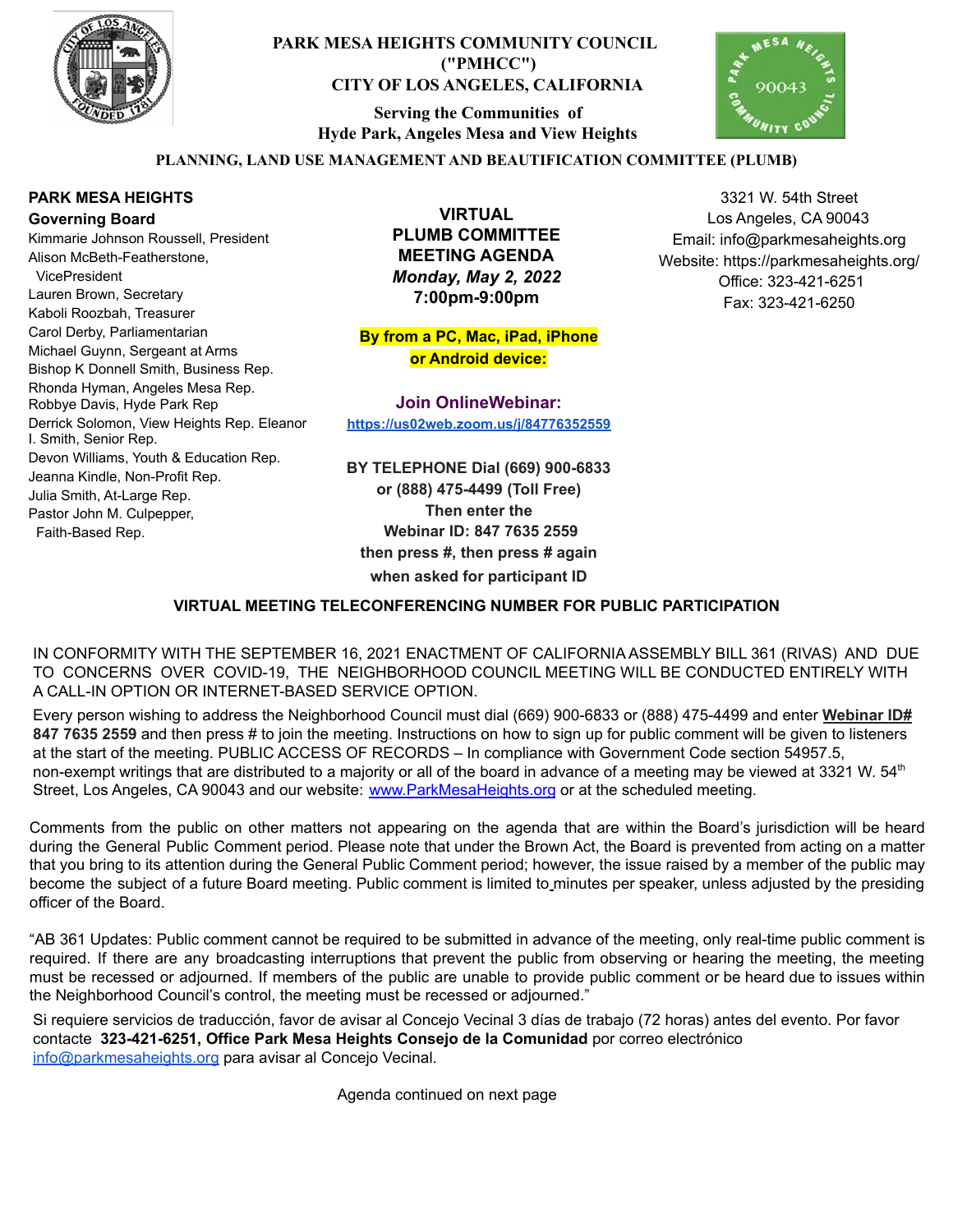# PARK MESA HEIGHTS COMMUNITY COUNCIL ("PMHCC")

## CITY OF LOS ANGELES, CALIFORNIA

**Serving the Communities of Hyde Park, Angeles Mesa and View Heights**

### PLANNING, LAND USE MANAGEMENT AND BEAUTIFICATION COMMITTEE (PLUMB)

**PARK MESA HEIGHTS Governing Board**

Kimmarie Johnson Roussell, President
Alison McBeth-Featherstone, VicePresident
Lauren Brown, Secretary
Kaboli Roozbah, Treasurer
Carol Derby, Parliamentarian
Michael Guynn, Sergeant at Arms
Bishop K Donnell Smith, Business Rep.
Rhonda Hyman, Angeles Mesa Rep.
Robbye Davis, Hyde Park Rep
Derrick Solomon, View Heights Rep.
Eleanor I. Smith, Senior Rep.
Devon Williams, Youth & Education Rep.
Jeanna Kindle, Non-Profit Rep.
Julia Smith, At-Large Rep.
Pastor John M. Culpepper, Faith-Based Rep.

**VIRTUAL PLUMB COMMITTEE MEETING AGENDA**
***Monday, May 2, 2022***
**7:00pm-9:00pm**

**By from a PC, Mac, iPad, iPhone or Android device:**

**Join OnlineWebinar:**
**https://us02web.zoom.us/j/84776352559**

**BY TELEPHONE Dial (669) 900-6833 or (888) 475-4499 (Toll Free) Then enter the Webinar ID: 847 7635 2559 then press #, then press # again when asked for participant ID**

3321 W. 54th Street
Los Angeles, CA 90043
Email: info@parkmesaheights.org
Website: https://parkmesaheights.org/
Office: 323-421-6251
Fax: 323-421-6250

**VIRTUAL MEETING TELECONFERENCING NUMBER FOR PUBLIC PARTICIPATION**

IN CONFORMITY WITH THE SEPTEMBER 16, 2021 ENACTMENT OF CALIFORNIA ASSEMBLY BILL 361 (RIVAS) AND DUE TO CONCERNS OVER COVID-19, THE NEIGHBORHOOD COUNCIL MEETING WILL BE CONDUCTED ENTIRELY WITH A CALL-IN OPTION OR INTERNET-BASED SERVICE OPTION.

Every person wishing to address the Neighborhood Council must dial (669) 900-6833 or (888) 475-4499 and enter **Webinar ID# 847 7635 2559** and then press # to join the meeting. Instructions on how to sign up for public comment will be given to listeners at the start of the meeting. PUBLIC ACCESS OF RECORDS – In compliance with Government Code section 54957.5, non-exempt writings that are distributed to a majority or all of the board in advance of a meeting may be viewed at 3321 W. 54th Street, Los Angeles, CA 90043 and our website: www.ParkMesaHeights.org or at the scheduled meeting.

Comments from the public on other matters not appearing on the agenda that are within the Board's jurisdiction will be heard during the General Public Comment period. Please note that under the Brown Act, the Board is prevented from acting on a matter that you bring to its attention during the General Public Comment period; however, the issue raised by a member of the public may become the subject of a future Board meeting. Public comment is limited to minutes per speaker, unless adjusted by the presiding officer of the Board.

"AB 361 Updates: Public comment cannot be required to be submitted in advance of the meeting, only real-time public comment is required. If there are any broadcasting interruptions that prevent the public from observing or hearing the meeting, the meeting must be recessed or adjourned. If members of the public are unable to provide public comment or be heard due to issues within the Neighborhood Council's control, the meeting must be recessed or adjourned."

Si requiere servicios de traducción, favor de avisar al Concejo Vecinal 3 días de trabajo (72 horas) antes del evento. Por favor contacte **323-421-6251, Office Park Mesa Heights Consejo de la Comunidad** por correo electrónico info@parkmesaheights.org para avisar al Concejo Vecinal.

Agenda continued on next page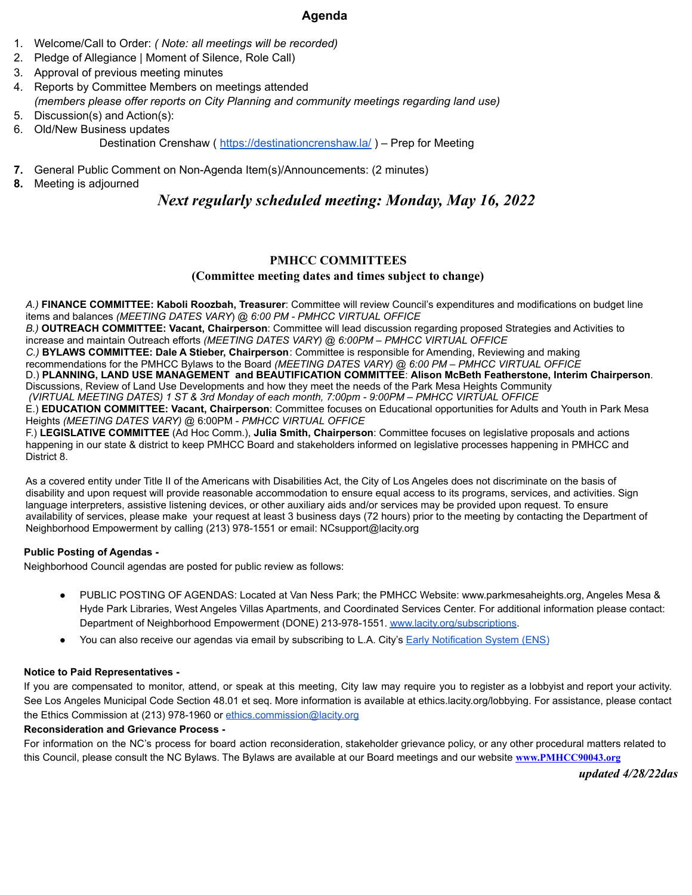## Agenda

1. Welcome/Call to Order: *( Note: all meetings will be recorded)*
2. Pledge of Allegiance | Moment of Silence, Role Call)
3. Approval of previous meeting minutes
4. Reports by Committee Members on meetings attended
   *(members please offer reports on City Planning and community meetings regarding land use)*
5. Discussion(s) and Action(s):
6. Old/New Business updates
   Destination Crenshaw ( https://destinationcrenshaw.la/ ) – Prep for Meeting

7. General Public Comment on Non-Agenda Item(s)/Announcements: (2 minutes)
8. Meeting is adjourned

***Next regularly scheduled meeting: Monday, May 16, 2022***

## PMHCC COMMITTEES

**(Committee meeting dates and times subject to change)**

*A.)* **FINANCE COMMITTEE: Kaboli Roozbah, Treasurer**: Committee will review Council's expenditures and modifications on budget line items and balances *(MEETING DATES VARY) @ 6:00 PM - PMHCC VIRTUAL OFFICE*
*B.)* **OUTREACH COMMITTEE: Vacant, Chairperson**: Committee will lead discussion regarding proposed Strategies and Activities to increase and maintain Outreach efforts *(MEETING DATES VARY) @ 6:00PM – PMHCC VIRTUAL OFFICE*
*C.)* **BYLAWS COMMITTEE: Dale A Stieber, Chairperson**: Committee is responsible for Amending, Reviewing and making recommendations for the PMHCC Bylaws to the Board *(MEETING DATES VARY) @ 6:00 PM – PMHCC VIRTUAL OFFICE*
D.) **PLANNING, LAND USE MANAGEMENT and BEAUTIFICATION COMMITTEE**: **Alison McBeth Featherstone, Interim Chairperson**. Discussions, Review of Land Use Developments and how they meet the needs of the Park Mesa Heights Community
*(VIRTUAL MEETING DATES) 1 ST & 3rd Monday of each month, 7:00pm - 9:00PM – PMHCC VIRTUAL OFFICE*
E.) **EDUCATION COMMITTEE: Vacant, Chairperson**: Committee focuses on Educational opportunities for Adults and Youth in Park Mesa Heights *(MEETING DATES VARY)* @ 6:00PM - *PMHCC VIRTUAL OFFICE*
F.) **LEGISLATIVE COMMITTEE** (Ad Hoc Comm.), **Julia Smith, Chairperson**: Committee focuses on legislative proposals and actions happening in our state & district to keep PMHCC Board and stakeholders informed on legislative processes happening in PMHCC and District 8.

As a covered entity under Title II of the Americans with Disabilities Act, the City of Los Angeles does not discriminate on the basis of disability and upon request will provide reasonable accommodation to ensure equal access to its programs, services, and activities. Sign language interpreters, assistive listening devices, or other auxiliary aids and/or services may be provided upon request. To ensure availability of services, please make your request at least 3 business days (72 hours) prior to the meeting by contacting the Department of Neighborhood Empowerment by calling (213) 978-1551 or email: NCsupport@lacity.org

**Public Posting of Agendas -**
Neighborhood Council agendas are posted for public review as follows:

- PUBLIC POSTING OF AGENDAS: Located at Van Ness Park; the PMHCC Website: www.parkmesaheights.org, Angeles Mesa & Hyde Park Libraries, West Angeles Villas Apartments, and Coordinated Services Center. For additional information please contact: Department of Neighborhood Empowerment (DONE) 213-978-1551. www.lacity.org/subscriptions.
- You can also receive our agendas via email by subscribing to L.A. City's Early Notification System (ENS)

**Notice to Paid Representatives -**
If you are compensated to monitor, attend, or speak at this meeting, City law may require you to register as a lobbyist and report your activity. See Los Angeles Municipal Code Section 48.01 et seq. More information is available at ethics.lacity.org/lobbying. For assistance, please contact the Ethics Commission at (213) 978-1960 or ethics.commission@lacity.org

**Reconsideration and Grievance Process -**
For information on the NC's process for board action reconsideration, stakeholder grievance policy, or any other procedural matters related to this Council, please consult the NC Bylaws. The Bylaws are available at our Board meetings and our website **www.PMHCC90043.org**

***updated 4/28/22das***